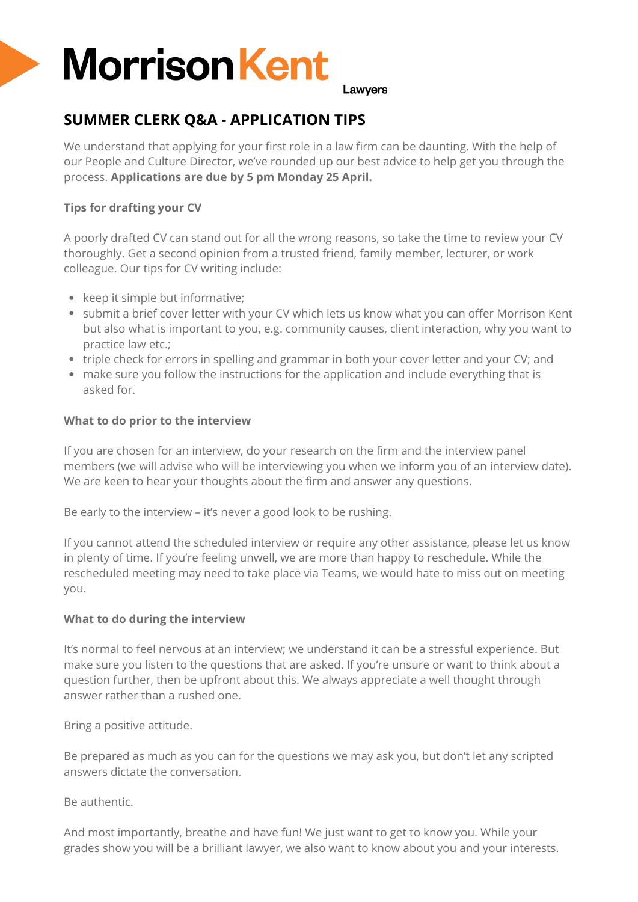MorrisonKent Lawyers

# SUMMER CLERK Q&A - APPLICATION TIPS

We understand that applying for your first role in a law firm can be daunting. With the help of our People and Culture Director, we've rounded up our best advice to help get you through the process. **Applications are due by 5 pm Monday 25 April.**

### Tips for drafting your CV

A poorly drafted CV can stand out for all the wrong reasons, so take the time to review your CV thoroughly. Get a second opinion from a trusted friend, family member, lecturer, or work colleague. Our tips for CV writing include:

- keep it simple but informative;
- submit a brief cover letter with your CV which lets us know what you can offer Morrison Kent but also what is important to you, e.g. community causes, client interaction, why you want to practice law etc.;
- triple check for errors in spelling and grammar in both your cover letter and your CV; and
- make sure you follow the instructions for the application and include everything that is asked for.

### What to do prior to the interview

If you are chosen for an interview, do your research on the firm and the interview panel members (we will advise who will be interviewing you when we inform you of an interview date). We are keen to hear your thoughts about the firm and answer any questions.

Be early to the interview – it's never a good look to be rushing.

If you cannot attend the scheduled interview or require any other assistance, please let us know in plenty of time. If you're feeling unwell, we are more than happy to reschedule. While the rescheduled meeting may need to take place via Teams, we would hate to miss out on meeting you.

### What to do during the interview

It's normal to feel nervous at an interview; we understand it can be a stressful experience. But make sure you listen to the questions that are asked. If you're unsure or want to think about a question further, then be upfront about this. We always appreciate a well thought through answer rather than a rushed one.

Bring a positive attitude.

Be prepared as much as you can for the questions we may ask you, but don't let any scripted answers dictate the conversation.

Be authentic.

And most importantly, breathe and have fun! We just want to get to know you. While your grades show you will be a brilliant lawyer, we also want to know about you and your interests.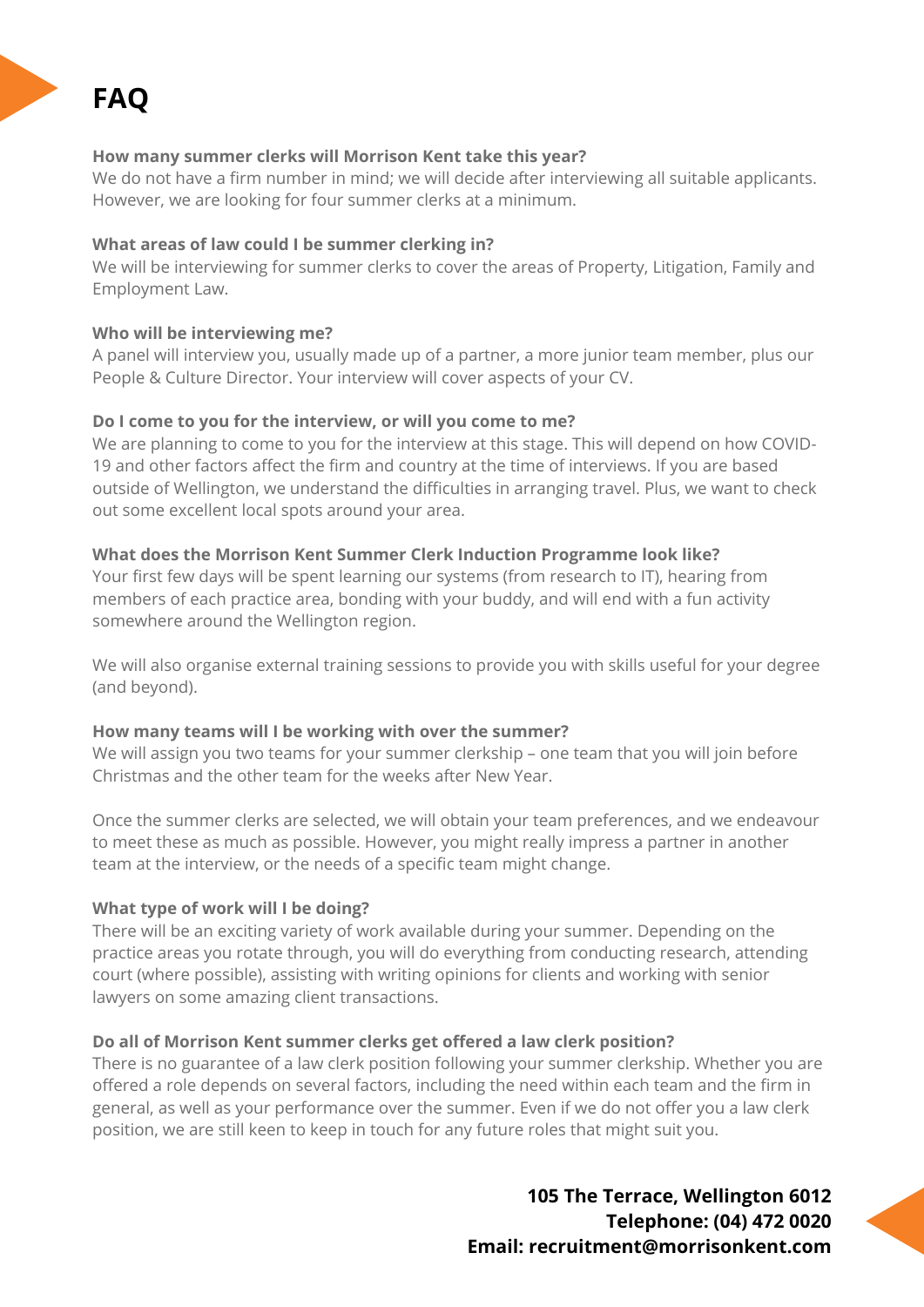# FAQ

**How many summer clerks will Morrison Kent take this year?**
We do not have a firm number in mind; we will decide after interviewing all suitable applicants. However, we are looking for four summer clerks at a minimum.

**What areas of law could I be summer clerking in?**
We will be interviewing for summer clerks to cover the areas of Property, Litigation, Family and Employment Law.

**Who will be interviewing me?**
A panel will interview you, usually made up of a partner, a more junior team member, plus our People & Culture Director. Your interview will cover aspects of your CV.

**Do I come to you for the interview, or will you come to me?**
We are planning to come to you for the interview at this stage. This will depend on how COVID-19 and other factors affect the firm and country at the time of interviews. If you are based outside of Wellington, we understand the difficulties in arranging travel. Plus, we want to check out some excellent local spots around your area.

**What does the Morrison Kent Summer Clerk Induction Programme look like?**
Your first few days will be spent learning our systems (from research to IT), hearing from members of each practice area, bonding with your buddy, and will end with a fun activity somewhere around the Wellington region.

We will also organise external training sessions to provide you with skills useful for your degree (and beyond).

**How many teams will I be working with over the summer?**
We will assign you two teams for your summer clerkship – one team that you will join before Christmas and the other team for the weeks after New Year.

Once the summer clerks are selected, we will obtain your team preferences, and we endeavour to meet these as much as possible. However, you might really impress a partner in another team at the interview, or the needs of a specific team might change.

**What type of work will I be doing?**
There will be an exciting variety of work available during your summer. Depending on the practice areas you rotate through, you will do everything from conducting research, attending court (where possible), assisting with writing opinions for clients and working with senior lawyers on some amazing client transactions.

**Do all of Morrison Kent summer clerks get offered a law clerk position?**
There is no guarantee of a law clerk position following your summer clerkship. Whether you are offered a role depends on several factors, including the need within each team and the firm in general, as well as your performance over the summer. Even if we do not offer you a law clerk position, we are still keen to keep in touch for any future roles that might suit you.

**105 The Terrace, Wellington 6012**
**Telephone: (04) 472 0020**
**Email: recruitment@morrisonkent.com**